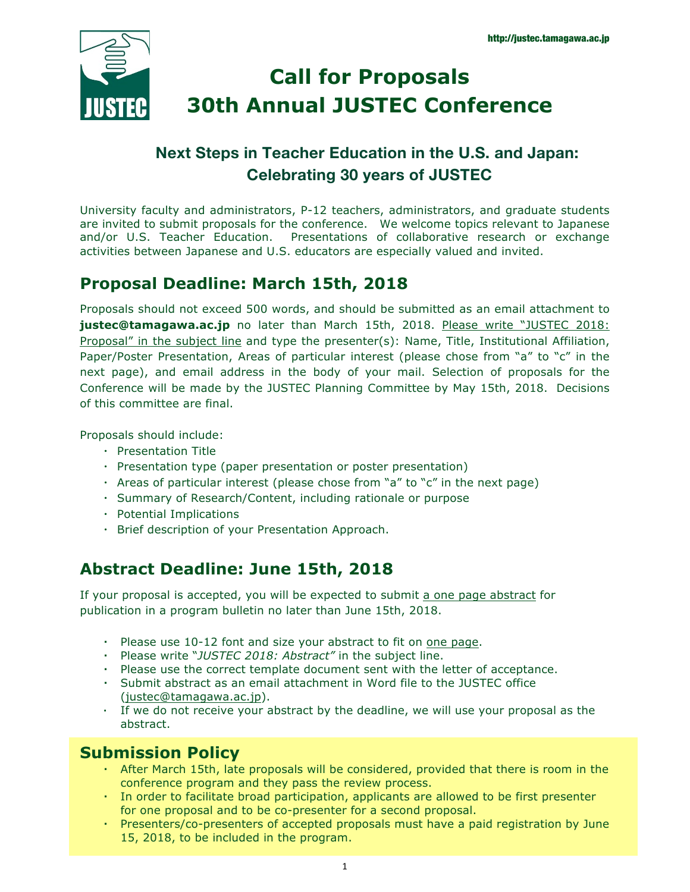http://justec.tamagawa.ac.jp

# Call for Proposals
# 30th Annual JUSTEC Conference

## Next Steps in Teacher Education in the U.S. and Japan: Celebrating 30 years of JUSTEC

University faculty and administrators, P-12 teachers, administrators, and graduate students are invited to submit proposals for the conference. We welcome topics relevant to Japanese and/or U.S. Teacher Education. Presentations of collaborative research or exchange activities between Japanese and U.S. educators are especially valued and invited.

## Proposal Deadline: March 15th, 2018

Proposals should not exceed 500 words, and should be submitted as an email attachment to **justec@tamagawa.ac.jp** no later than March 15th, 2018. Please write "JUSTEC 2018: Proposal" in the subject line and type the presenter(s): Name, Title, Institutional Affiliation, Paper/Poster Presentation, Areas of particular interest (please chose from "a" to "c" in the next page), and email address in the body of your mail. Selection of proposals for the Conference will be made by the JUSTEC Planning Committee by May 15th, 2018. Decisions of this committee are final.

Proposals should include:

- Presentation Title
- Presentation type (paper presentation or poster presentation)
- Areas of particular interest (please chose from "a" to "c" in the next page)
- Summary of Research/Content, including rationale or purpose
- Potential Implications
- Brief description of your Presentation Approach.

## Abstract Deadline: June 15th, 2018

If your proposal is accepted, you will be expected to submit a one page abstract for publication in a program bulletin no later than June 15th, 2018.

- Please use 10-12 font and size your abstract to fit on one page.
- Please write *"JUSTEC 2018: Abstract"* in the subject line.
- Please use the correct template document sent with the letter of acceptance.
- Submit abstract as an email attachment in Word file to the JUSTEC office (justec@tamagawa.ac.jp).
- If we do not receive your abstract by the deadline, we will use your proposal as the abstract.

## Submission Policy

- After March 15th, late proposals will be considered, provided that there is room in the conference program and they pass the review process.
- In order to facilitate broad participation, applicants are allowed to be first presenter for one proposal and to be co-presenter for a second proposal.
- Presenters/co-presenters of accepted proposals must have a paid registration by June 15, 2018, to be included in the program.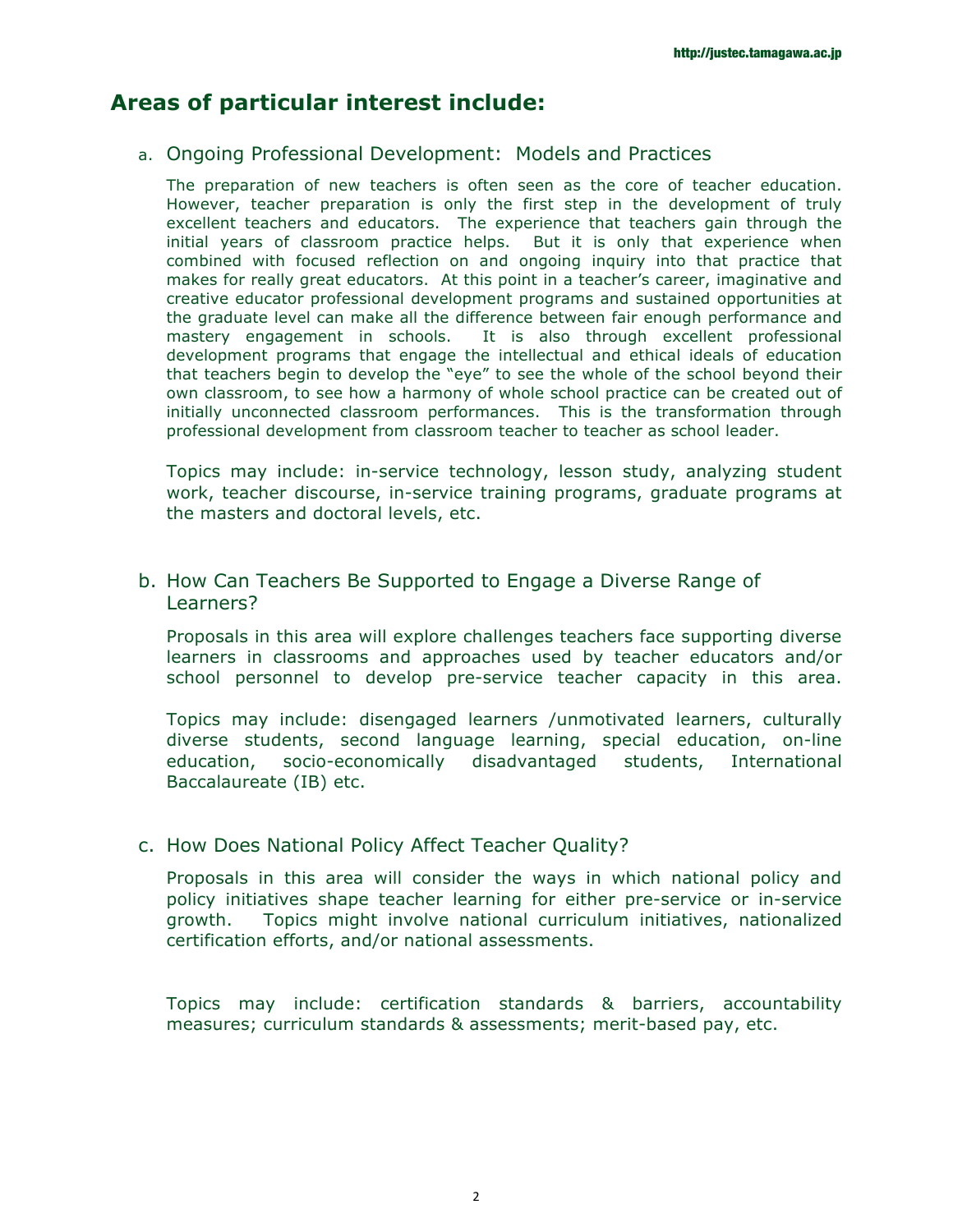## Areas of particular interest include:

### a. Ongoing Professional Development: Models and Practices

The preparation of new teachers is often seen as the core of teacher education. However, teacher preparation is only the first step in the development of truly excellent teachers and educators. The experience that teachers gain through the initial years of classroom practice helps. But it is only that experience when combined with focused reflection on and ongoing inquiry into that practice that makes for really great educators. At this point in a teacher's career, imaginative and creative educator professional development programs and sustained opportunities at the graduate level can make all the difference between fair enough performance and mastery engagement in schools. It is also through excellent professional development programs that engage the intellectual and ethical ideals of education that teachers begin to develop the "eye" to see the whole of the school beyond their own classroom, to see how a harmony of whole school practice can be created out of initially unconnected classroom performances. This is the transformation through professional development from classroom teacher to teacher as school leader.

Topics may include: in-service technology, lesson study, analyzing student work, teacher discourse, in-service training programs, graduate programs at the masters and doctoral levels, etc.

### b. How Can Teachers Be Supported to Engage a Diverse Range of Learners?

Proposals in this area will explore challenges teachers face supporting diverse learners in classrooms and approaches used by teacher educators and/or school personnel to develop pre-service teacher capacity in this area.

Topics may include: disengaged learners /unmotivated learners, culturally diverse students, second language learning, special education, on-line education, socio-economically disadvantaged students, International Baccalaureate (IB) etc.

### c. How Does National Policy Affect Teacher Quality?

Proposals in this area will consider the ways in which national policy and policy initiatives shape teacher learning for either pre-service or in-service growth. Topics might involve national curriculum initiatives, nationalized certification efforts, and/or national assessments.

Topics may include: certification standards & barriers, accountability measures; curriculum standards & assessments; merit-based pay, etc.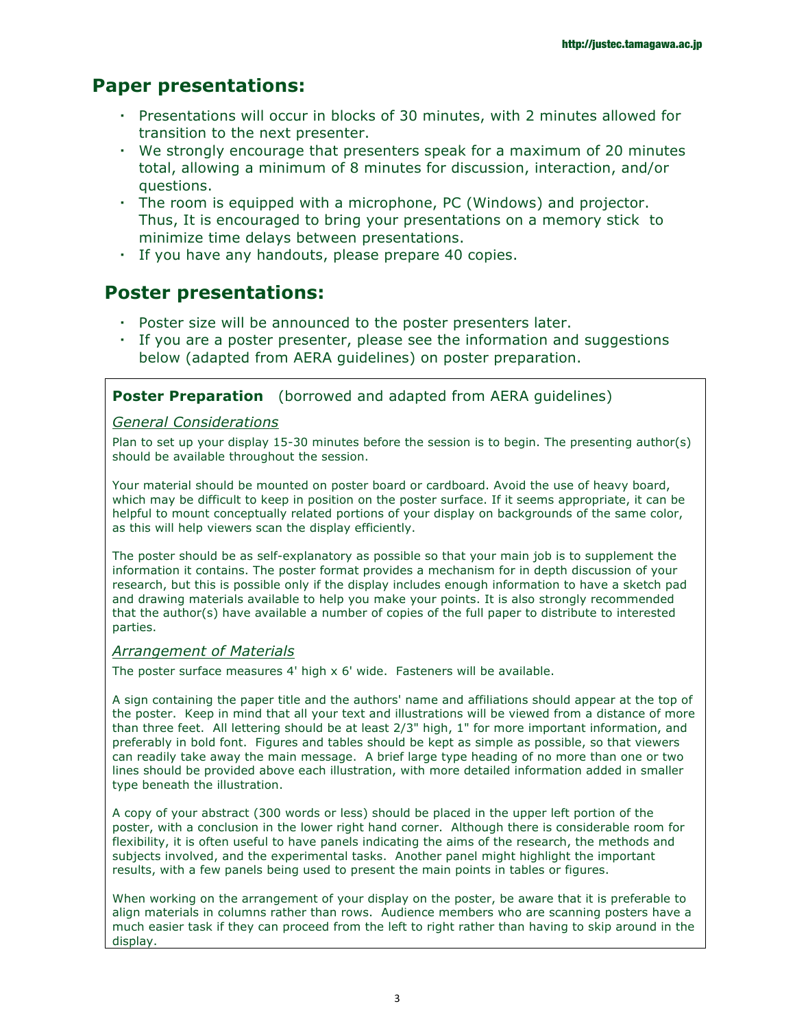## Paper presentations:

- Presentations will occur in blocks of 30 minutes, with 2 minutes allowed for transition to the next presenter.
- We strongly encourage that presenters speak for a maximum of 20 minutes total, allowing a minimum of 8 minutes for discussion, interaction, and/or questions.
- The room is equipped with a microphone, PC (Windows) and projector. Thus, It is encouraged to bring your presentations on a memory stick to minimize time delays between presentations.
- If you have any handouts, please prepare 40 copies.

## Poster presentations:

- Poster size will be announced to the poster presenters later.
- If you are a poster presenter, please see the information and suggestions below (adapted from AERA guidelines) on poster preparation.

### Poster Preparation (borrowed and adapted from AERA guidelines)

*General Considerations*

Plan to set up your display 15-30 minutes before the session is to begin. The presenting author(s) should be available throughout the session.

Your material should be mounted on poster board or cardboard. Avoid the use of heavy board, which may be difficult to keep in position on the poster surface. If it seems appropriate, it can be helpful to mount conceptually related portions of your display on backgrounds of the same color, as this will help viewers scan the display efficiently.

The poster should be as self-explanatory as possible so that your main job is to supplement the information it contains. The poster format provides a mechanism for in depth discussion of your research, but this is possible only if the display includes enough information to have a sketch pad and drawing materials available to help you make your points. It is also strongly recommended that the author(s) have available a number of copies of the full paper to distribute to interested parties.

*Arrangement of Materials*

The poster surface measures 4' high x 6' wide. Fasteners will be available.

A sign containing the paper title and the authors' name and affiliations should appear at the top of the poster. Keep in mind that all your text and illustrations will be viewed from a distance of more than three feet. All lettering should be at least 2/3" high, 1" for more important information, and preferably in bold font. Figures and tables should be kept as simple as possible, so that viewers can readily take away the main message. A brief large type heading of no more than one or two lines should be provided above each illustration, with more detailed information added in smaller type beneath the illustration.

A copy of your abstract (300 words or less) should be placed in the upper left portion of the poster, with a conclusion in the lower right hand corner. Although there is considerable room for flexibility, it is often useful to have panels indicating the aims of the research, the methods and subjects involved, and the experimental tasks. Another panel might highlight the important results, with a few panels being used to present the main points in tables or figures.

When working on the arrangement of your display on the poster, be aware that it is preferable to align materials in columns rather than rows. Audience members who are scanning posters have a much easier task if they can proceed from the left to right rather than having to skip around in the display.